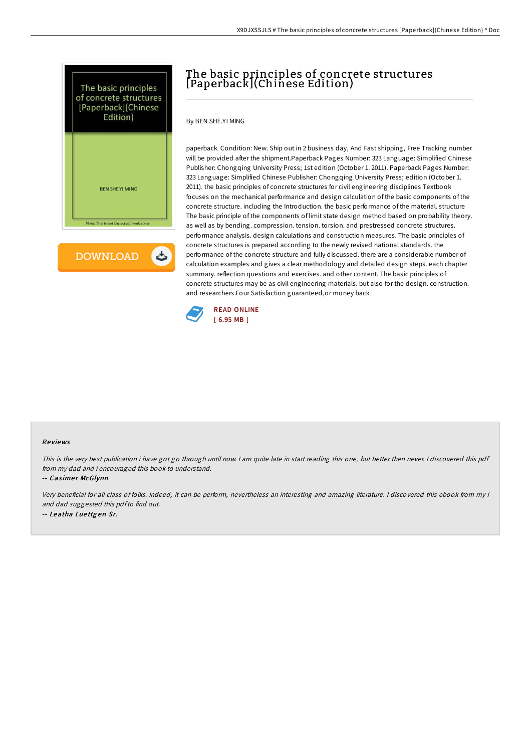# The basic principles of concrete structures [Paperback](Chinese Edition)

By BEN SHE.YI MING

paperback. Condition: New. Ship out in 2 business day, And Fast shipping, Free Tracking number will be provided after the shipment.Paperback Pages Number: 323 Language: Simplified Chinese Publisher: Chongqing University Press; 1st edition (October 1. 2011). Paperback Pages Number: 323 Language: Simplified Chinese Publisher: Chongqing University Press; edition (October 1. 2011). the basic principles of concrete structures for civil engineering disciplines Textbook focuses on the mechanical performance and design calculation of the basic components of the concrete structure. including the Introduction. the basic performance of the material. structure The basic principle of the components of limit state design method based on probability theory. as well as by bending. compression. tension. torsion. and prestressed concrete structures. performance analysis. design calculations and construction measures. The basic principles of concrete structures is prepared according to the newly revised national standards. the performance of the concrete structure and fully discussed. there are a considerable number of calculation examples and gives a clear methodology and detailed design steps. each chapter summary. reflection questions and exercises. and other content. The basic principles of concrete structures may be as civil engineering materials. but also for the design. construction. and researchers.Four Satisfaction guaranteed,or money back.

READ ONLINE
[ 6.95 MB ]

## Reviews

*This is the very best publication i have got go through until now. I am quite late in start reading this one, but better then never. I discovered this pdf from my dad and i encouraged this book to understand.*

-- *Casimer McGlynn*

*Very beneficial for all class of folks. Indeed, it can be perform, nevertheless an interesting and amazing literature. I discovered this ebook from my i and dad suggested this pdf to find out.*

-- *Leatha Luettgen Sr.*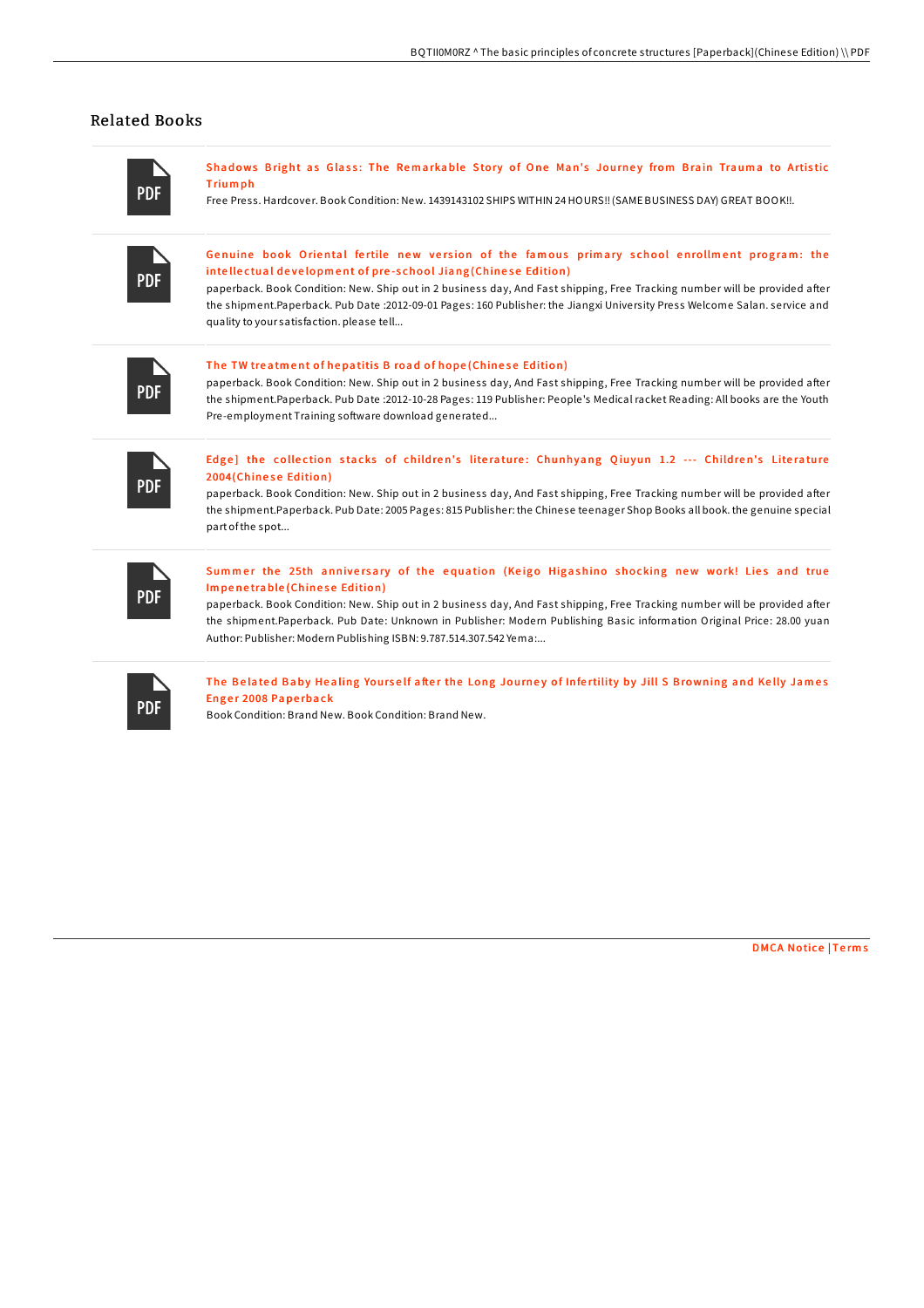## Related Books

**Shadows Bright as Glass: The Remarkable Story of One Man's Journey from Brain Trauma to Artistic Triumph**

Free Press. Hardcover. Book Condition: New. 1439143102 SHIPS WITHIN 24 HOURS!! (SAME BUSINESS DAY) GREAT BOOK!!.

**Genuine book Oriental fertile new version of the famous primary school enrollment program: the intellectual development of pre-school Jiang(Chinese Edition)**

paperback. Book Condition: New. Ship out in 2 business day, And Fast shipping, Free Tracking number will be provided after the shipment.Paperback. Pub Date :2012-09-01 Pages: 160 Publisher: the Jiangxi University Press Welcome Salan. service and quality to your satisfaction. please tell...

**The TW treatment of hepatitis B road of hope(Chinese Edition)**

paperback. Book Condition: New. Ship out in 2 business day, And Fast shipping, Free Tracking number will be provided after the shipment.Paperback. Pub Date :2012-10-28 Pages: 119 Publisher: People's Medical racket Reading: All books are the Youth Pre-employment Training software download generated...

**Edge] the collection stacks of children's literature: Chunhyang Qiuyun 1.2 --- Children's Literature 2004(Chinese Edition)**

paperback. Book Condition: New. Ship out in 2 business day, And Fast shipping, Free Tracking number will be provided after the shipment.Paperback. Pub Date: 2005 Pages: 815 Publisher: the Chinese teenager Shop Books all book. the genuine special part of the spot...

**Summer the 25th anniversary of the equation (Keigo Higashino shocking new work! Lies and true Impenetrable(Chinese Edition)**

paperback. Book Condition: New. Ship out in 2 business day, And Fast shipping, Free Tracking number will be provided after the shipment.Paperback. Pub Date: Unknown in Publisher: Modern Publishing Basic information Original Price: 28.00 yuan Author: Publisher: Modern Publishing ISBN: 9.787.514.307.542 Yema:...

**The Belated Baby Healing Yourself after the Long Journey of Infertility by Jill S Browning and Kelly James Enger 2008 Paperback**

Book Condition: Brand New. Book Condition: Brand New.